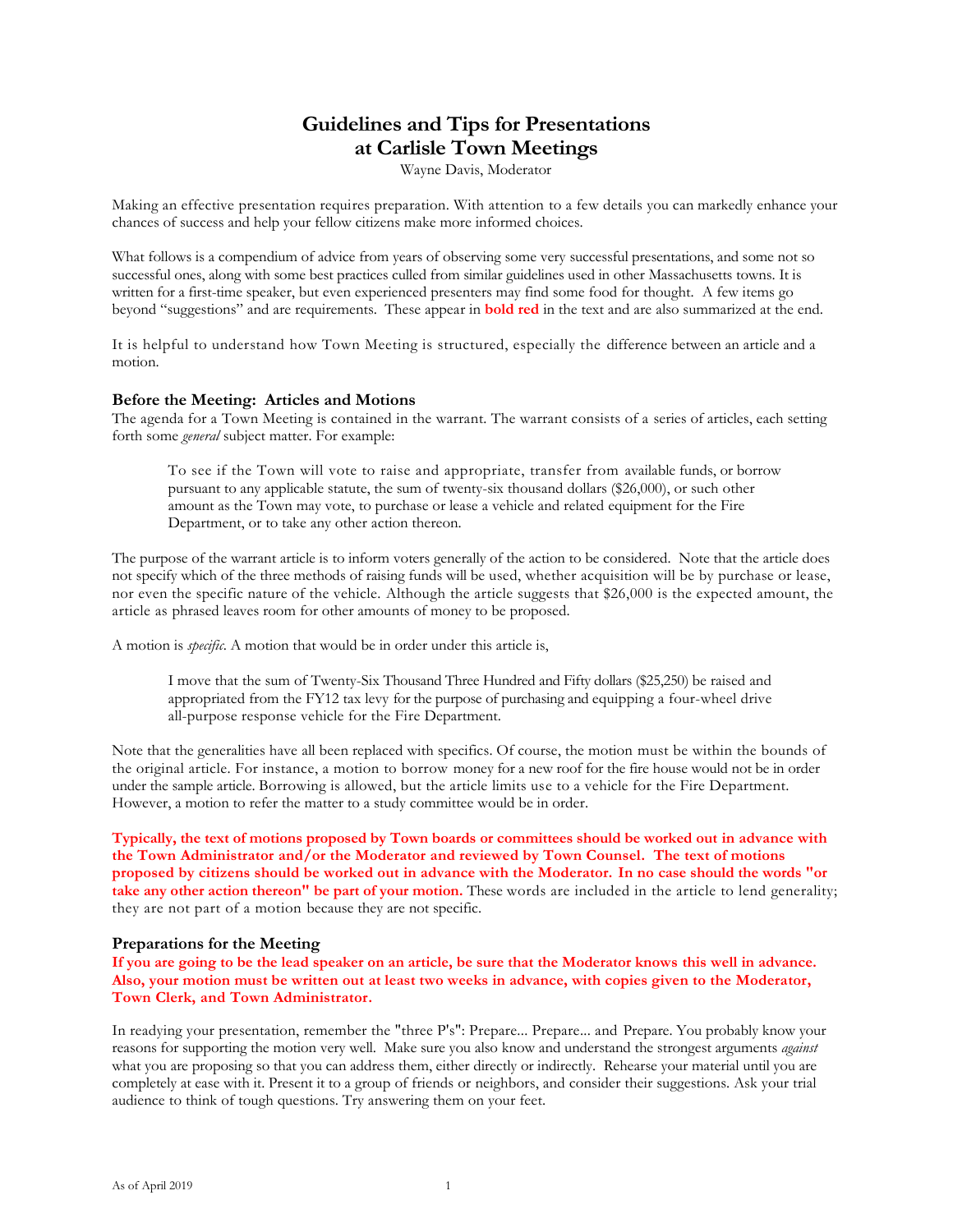# Guidelines and Tips for Presentations at Carlisle Town Meetings

Wayne Davis, Moderator

Making an effective presentation requires preparation. With attention to a few details you can markedly enhance your chances of success and help your fellow citizens make more informed choices.

What follows is a compendium of advice from years of observing some very successful presentations, and some not so successful ones, along with some best practices culled from similar guidelines used in other Massachusetts towns. It is written for a first-time speaker, but even experienced presenters may find some food for thought. A few items go beyond "suggestions" and are requirements. These appear in **bold red** in the text and are also summarized at the end.

It is helpful to understand how Town Meeting is structured, especially the difference between an article and a motion.

### Before the Meeting: Articles and Motions

The agenda for a Town Meeting is contained in the warrant. The warrant consists of a series of articles, each setting forth some *general* subject matter. For example:

> To see if the Town will vote to raise and appropriate, transfer from available funds, or borrow pursuant to any applicable statute, the sum of twenty-six thousand dollars ($26,000), or such other amount as the Town may vote, to purchase or lease a vehicle and related equipment for the Fire Department, or to take any other action thereon.

The purpose of the warrant article is to inform voters generally of the action to be considered. Note that the article does not specify which of the three methods of raising funds will be used, whether acquisition will be by purchase or lease, nor even the specific nature of the vehicle. Although the article suggests that $26,000 is the expected amount, the article as phrased leaves room for other amounts of money to be proposed.

A motion is *specific*. A motion that would be in order under this article is,

> I move that the sum of Twenty-Six Thousand Three Hundred and Fifty dollars ($25,250) be raised and appropriated from the FY12 tax levy for the purpose of purchasing and equipping a four-wheel drive all-purpose response vehicle for the Fire Department.

Note that the generalities have all been replaced with specifics. Of course, the motion must be within the bounds of the original article. For instance, a motion to borrow money for a new roof for the fire house would not be in order under the sample article. Borrowing is allowed, but the article limits use to a vehicle for the Fire Department. However, a motion to refer the matter to a study committee would be in order.

**Typically, the text of motions proposed by Town boards or committees should be worked out in advance with the Town Administrator and/or the Moderator and reviewed by Town Counsel. The text of motions proposed by citizens should be worked out in advance with the Moderator. In no case should the words "or take any other action thereon" be part of your motion.** These words are included in the article to lend generality; they are not part of a motion because they are not specific.

### Preparations for the Meeting

**If you are going to be the lead speaker on an article, be sure that the Moderator knows this well in advance. Also, your motion must be written out at least two weeks in advance, with copies given to the Moderator, Town Clerk, and Town Administrator.**

In readying your presentation, remember the "three P's": Prepare... Prepare... and Prepare. You probably know your reasons for supporting the motion very well. Make sure you also know and understand the strongest arguments *against* what you are proposing so that you can address them, either directly or indirectly. Rehearse your material until you are completely at ease with it. Present it to a group of friends or neighbors, and consider their suggestions. Ask your trial audience to think of tough questions. Try answering them on your feet.

As of April 2019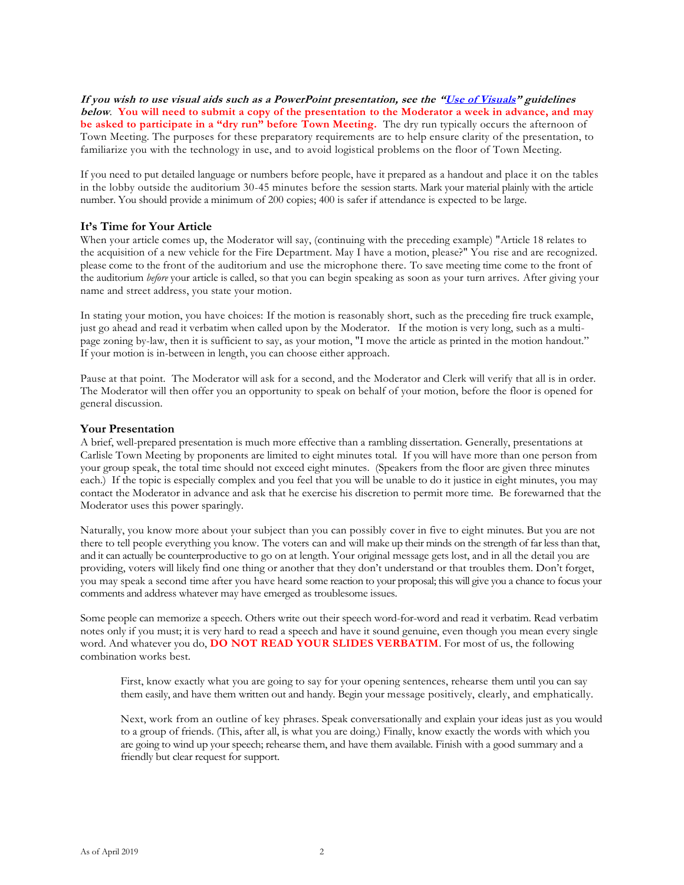***If you wish to use visual aids such as a PowerPoint presentation, see the "[Use of Visuals](#)" guidelines below*. You will need to submit a copy of the presentation to the Moderator a week in advance, and may be asked to participate in a "dry run" before Town Meeting.** The dry run typically occurs the afternoon of Town Meeting. The purposes for these preparatory requirements are to help ensure clarity of the presentation, to familiarize you with the technology in use, and to avoid logistical problems on the floor of Town Meeting.

If you need to put detailed language or numbers before people, have it prepared as a handout and place it on the tables in the lobby outside the auditorium 30-45 minutes before the session starts. Mark your material plainly with the article number. You should provide a minimum of 200 copies; 400 is safer if attendance is expected to be large.

### It's Time for Your Article

When your article comes up, the Moderator will say, (continuing with the preceding example) "Article 18 relates to the acquisition of a new vehicle for the Fire Department. May I have a motion, please?" You rise and are recognized. please come to the front of the auditorium and use the microphone there. To save meeting time come to the front of the auditorium *before* your article is called, so that you can begin speaking as soon as your turn arrives. After giving your name and street address, you state your motion.

In stating your motion, you have choices: If the motion is reasonably short, such as the preceding fire truck example, just go ahead and read it verbatim when called upon by the Moderator. If the motion is very long, such as a multi-page zoning by-law, then it is sufficient to say, as your motion, "I move the article as printed in the motion handout." If your motion is in-between in length, you can choose either approach.

Pause at that point. The Moderator will ask for a second, and the Moderator and Clerk will verify that all is in order. The Moderator will then offer you an opportunity to speak on behalf of your motion, before the floor is opened for general discussion.

### Your Presentation

A brief, well-prepared presentation is much more effective than a rambling dissertation. Generally, presentations at Carlisle Town Meeting by proponents are limited to eight minutes total. If you will have more than one person from your group speak, the total time should not exceed eight minutes. (Speakers from the floor are given three minutes each.) If the topic is especially complex and you feel that you will be unable to do it justice in eight minutes, you may contact the Moderator in advance and ask that he exercise his discretion to permit more time. Be forewarned that the Moderator uses this power sparingly.

Naturally, you know more about your subject than you can possibly cover in five to eight minutes. But you are not there to tell people everything you know. The voters can and will make up their minds on the strength of far less than that, and it can actually be counterproductive to go on at length. Your original message gets lost, and in all the detail you are providing, voters will likely find one thing or another that they don't understand or that troubles them. Don't forget, you may speak a second time after you have heard some reaction to your proposal; this will give you a chance to focus your comments and address whatever may have emerged as troublesome issues.

Some people can memorize a speech. Others write out their speech word-for-word and read it verbatim. Read verbatim notes only if you must; it is very hard to read a speech and have it sound genuine, even though you mean every single word. And whatever you do, **DO NOT READ YOUR SLIDES VERBATIM**. For most of us, the following combination works best.

> First, know exactly what you are going to say for your opening sentences, rehearse them until you can say them easily, and have them written out and handy. Begin your message positively, clearly, and emphatically.
>
> Next, work from an outline of key phrases. Speak conversationally and explain your ideas just as you would to a group of friends. (This, after all, is what you are doing.) Finally, know exactly the words with which you are going to wind up your speech; rehearse them, and have them available. Finish with a good summary and a friendly but clear request for support.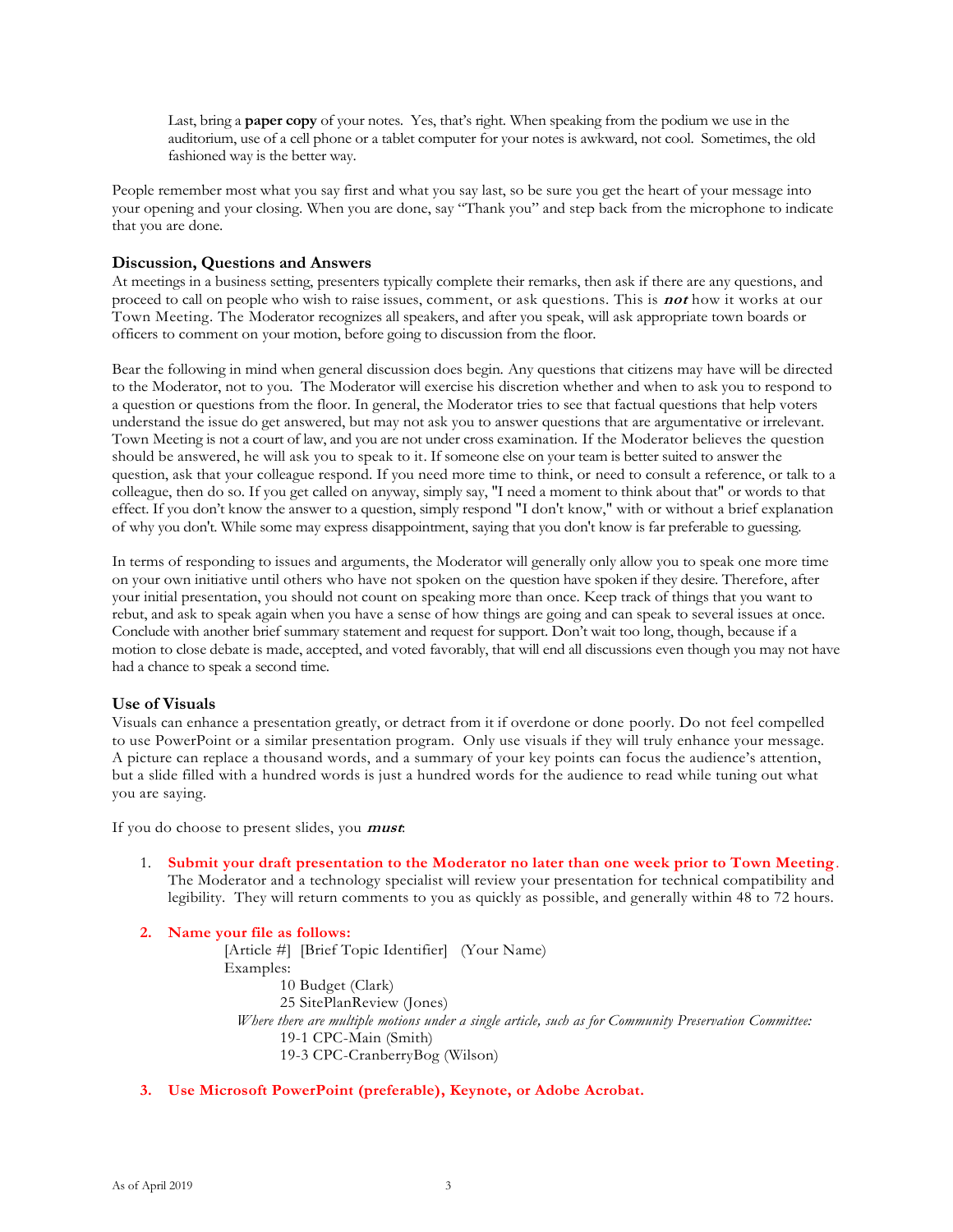Last, bring a **paper copy** of your notes. Yes, that's right. When speaking from the podium we use in the auditorium, use of a cell phone or a tablet computer for your notes is awkward, not cool. Sometimes, the old fashioned way is the better way.

People remember most what you say first and what you say last, so be sure you get the heart of your message into your opening and your closing. When you are done, say "Thank you" and step back from the microphone to indicate that you are done.

### Discussion, Questions and Answers

At meetings in a business setting, presenters typically complete their remarks, then ask if there are any questions, and proceed to call on people who wish to raise issues, comment, or ask questions. This is ***not*** how it works at our Town Meeting. The Moderator recognizes all speakers, and after you speak, will ask appropriate town boards or officers to comment on your motion, before going to discussion from the floor.

Bear the following in mind when general discussion does begin. Any questions that citizens may have will be directed to the Moderator, not to you. The Moderator will exercise his discretion whether and when to ask you to respond to a question or questions from the floor. In general, the Moderator tries to see that factual questions that help voters understand the issue do get answered, but may not ask you to answer questions that are argumentative or irrelevant. Town Meeting is not a court of law, and you are not under cross examination. If the Moderator believes the question should be answered, he will ask you to speak to it. If someone else on your team is better suited to answer the question, ask that your colleague respond. If you need more time to think, or need to consult a reference, or talk to a colleague, then do so. If you get called on anyway, simply say, "I need a moment to think about that" or words to that effect. If you don't know the answer to a question, simply respond "I don't know," with or without a brief explanation of why you don't. While some may express disappointment, saying that you don't know is far preferable to guessing.

In terms of responding to issues and arguments, the Moderator will generally only allow you to speak one more time on your own initiative until others who have not spoken on the question have spoken if they desire. Therefore, after your initial presentation, you should not count on speaking more than once. Keep track of things that you want to rebut, and ask to speak again when you have a sense of how things are going and can speak to several issues at once. Conclude with another brief summary statement and request for support. Don't wait too long, though, because if a motion to close debate is made, accepted, and voted favorably, that will end all discussions even though you may not have had a chance to speak a second time.

### Use of Visuals

Visuals can enhance a presentation greatly, or detract from it if overdone or done poorly. Do not feel compelled to use PowerPoint or a similar presentation program. Only use visuals if they will truly enhance your message. A picture can replace a thousand words, and a summary of your key points can focus the audience's attention, but a slide filled with a hundred words is just a hundred words for the audience to read while tuning out what you are saying.

If you do choose to present slides, you ***must***:

1. **Submit your draft presentation to the Moderator no later than one week prior to Town Meeting**. The Moderator and a technology specialist will review your presentation for technical compatibility and legibility. They will return comments to you as quickly as possible, and generally within 48 to 72 hours.

2. **Name your file as follows:**

   [Article #] [Brief Topic Identifier] (Your Name)

   Examples:

   10 Budget (Clark)

   25 SitePlanReview (Jones)

   *Where there are multiple motions under a single article, such as for Community Preservation Committee:*

   19-1 CPC-Main (Smith)

   19-3 CPC-CranberryBog (Wilson)

3. **Use Microsoft PowerPoint (preferable), Keynote, or Adobe Acrobat.**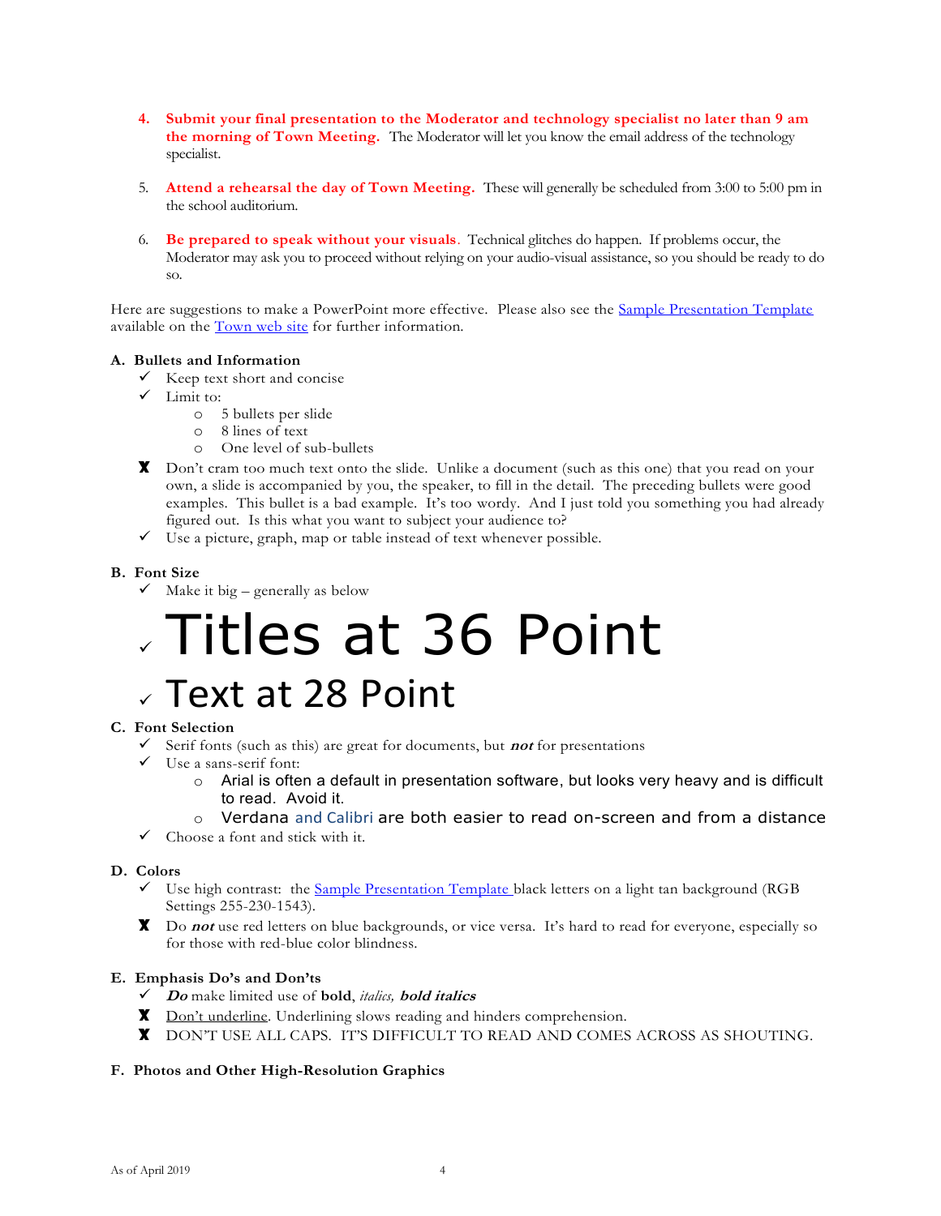4. **Submit your final presentation to the Moderator and technology specialist no later than 9 am the morning of Town Meeting.** The Moderator will let you know the email address of the technology specialist.

5. **Attend a rehearsal the day of Town Meeting.** These will generally be scheduled from 3:00 to 5:00 pm in the school auditorium.

6. **Be prepared to speak without your visuals**. Technical glitches do happen. If problems occur, the Moderator may ask you to proceed without relying on your audio-visual assistance, so you should be ready to do so.

Here are suggestions to make a PowerPoint more effective. Please also see the Sample Presentation Template available on the Town web site for further information.

**A. Bullets and Information**

- ✓ Keep text short and concise
- ✓ Limit to:
  - 5 bullets per slide
  - 8 lines of text
  - One level of sub-bullets
- ✗ Don't cram too much text onto the slide. Unlike a document (such as this one) that you read on your own, a slide is accompanied by you, the speaker, to fill in the detail. The preceding bullets were good examples. This bullet is a bad example. It's too wordy. And I just told you something you had already figured out. Is this what you want to subject your audience to?
- ✓ Use a picture, graph, map or table instead of text whenever possible.

**B. Font Size**

- ✓ Make it big – generally as below
- ✓ Titles at 36 Point
- ✓ Text at 28 Point

**C. Font Selection**

- ✓ Serif fonts (such as this) are great for documents, but ***not*** for presentations
- ✓ Use a sans-serif font:
  - Arial is often a default in presentation software, but looks very heavy and is difficult to read. Avoid it.
  - Verdana and Calibri are both easier to read on-screen and from a distance
- ✓ Choose a font and stick with it.

**D. Colors**

- ✓ Use high contrast: the Sample Presentation Template black letters on a light tan background (RGB Settings 255-230-1543).
- ✗ Do ***not*** use red letters on blue backgrounds, or vice versa. It's hard to read for everyone, especially so for those with red-blue color blindness.

**E. Emphasis Do's and Don'ts**

- ✓ ***Do*** make limited use of **bold**, *italics,* ***bold italics***
- ✗ Don't underline. Underlining slows reading and hinders comprehension.
- ✗ DON'T USE ALL CAPS. IT'S DIFFICULT TO READ AND COMES ACROSS AS SHOUTING.

**F. Photos and Other High-Resolution Graphics**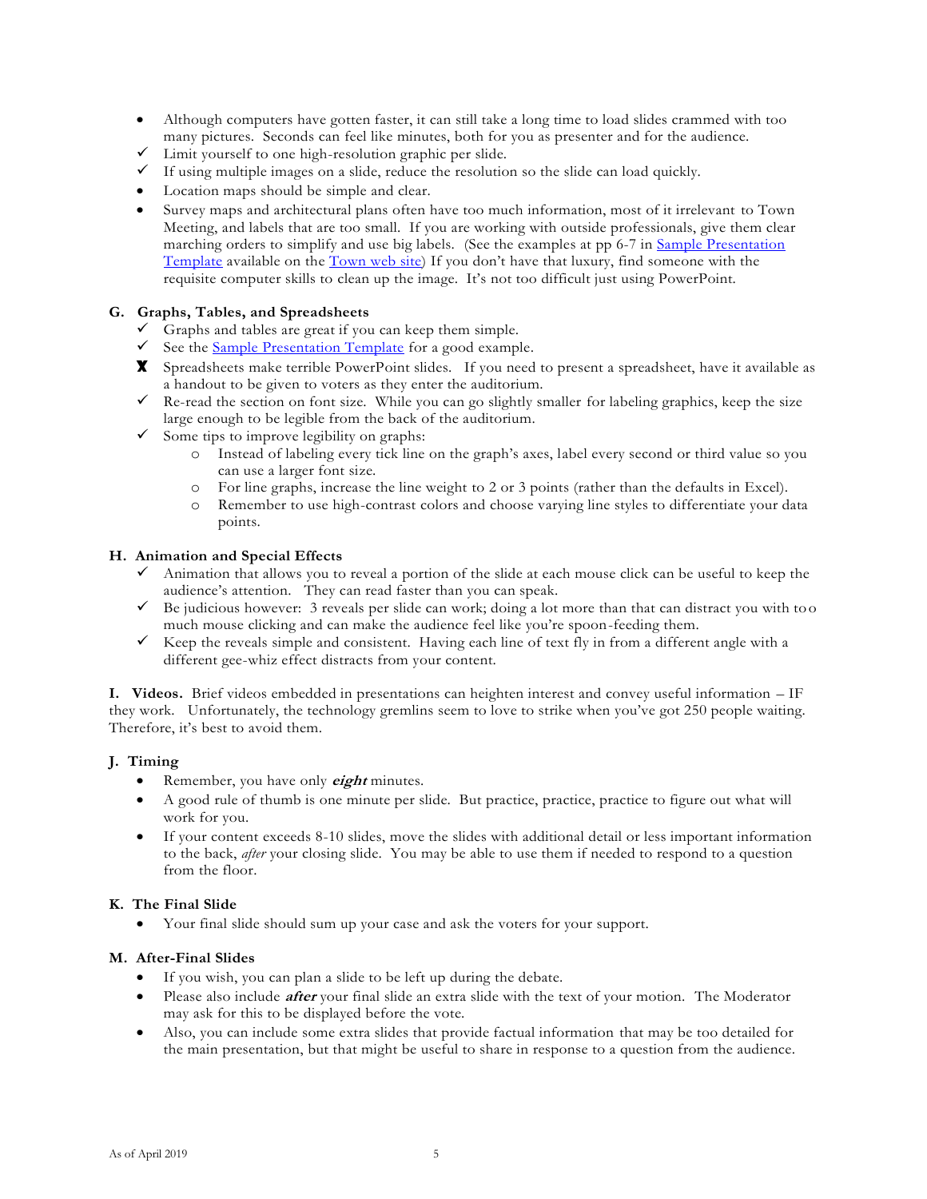- Although computers have gotten faster, it can still take a long time to load slides crammed with too many pictures. Seconds can feel like minutes, both for you as presenter and for the audience.
- ✓ Limit yourself to one high-resolution graphic per slide.
- ✓ If using multiple images on a slide, reduce the resolution so the slide can load quickly.
- Location maps should be simple and clear.
- Survey maps and architectural plans often have too much information, most of it irrelevant to Town Meeting, and labels that are too small. If you are working with outside professionals, give them clear marching orders to simplify and use big labels. (See the examples at pp 6-7 in [Sample Presentation Template]() available on the [Town web site]()) If you don't have that luxury, find someone with the requisite computer skills to clean up the image. It's not too difficult just using PowerPoint.

### G. Graphs, Tables, and Spreadsheets

- ✓ Graphs and tables are great if you can keep them simple.
- ✓ See the [Sample Presentation Template]() for a good example.
- ✗ Spreadsheets make terrible PowerPoint slides. If you need to present a spreadsheet, have it available as a handout to be given to voters as they enter the auditorium.
- ✓ Re-read the section on font size. While you can go slightly smaller for labeling graphics, keep the size large enough to be legible from the back of the auditorium.
- ✓ Some tips to improve legibility on graphs:
  - Instead of labeling every tick line on the graph's axes, label every second or third value so you can use a larger font size.
  - For line graphs, increase the line weight to 2 or 3 points (rather than the defaults in Excel).
  - Remember to use high-contrast colors and choose varying line styles to differentiate your data points.

### H. Animation and Special Effects

- ✓ Animation that allows you to reveal a portion of the slide at each mouse click can be useful to keep the audience's attention. They can read faster than you can speak.
- ✓ Be judicious however: 3 reveals per slide can work; doing a lot more than that can distract you with too much mouse clicking and can make the audience feel like you're spoon-feeding them.
- ✓ Keep the reveals simple and consistent. Having each line of text fly in from a different angle with a different gee-whiz effect distracts from your content.

**I. Videos.** Brief videos embedded in presentations can heighten interest and convey useful information – IF they work. Unfortunately, the technology gremlins seem to love to strike when you've got 250 people waiting. Therefore, it's best to avoid them.

### J. Timing

- Remember, you have only ***eight*** minutes.
- A good rule of thumb is one minute per slide. But practice, practice, practice to figure out what will work for you.
- If your content exceeds 8-10 slides, move the slides with additional detail or less important information to the back, *after* your closing slide. You may be able to use them if needed to respond to a question from the floor.

### K. The Final Slide

- Your final slide should sum up your case and ask the voters for your support.

### M. After-Final Slides

- If you wish, you can plan a slide to be left up during the debate.
- Please also include ***after*** your final slide an extra slide with the text of your motion. The Moderator may ask for this to be displayed before the vote.
- Also, you can include some extra slides that provide factual information that may be too detailed for the main presentation, but that might be useful to share in response to a question from the audience.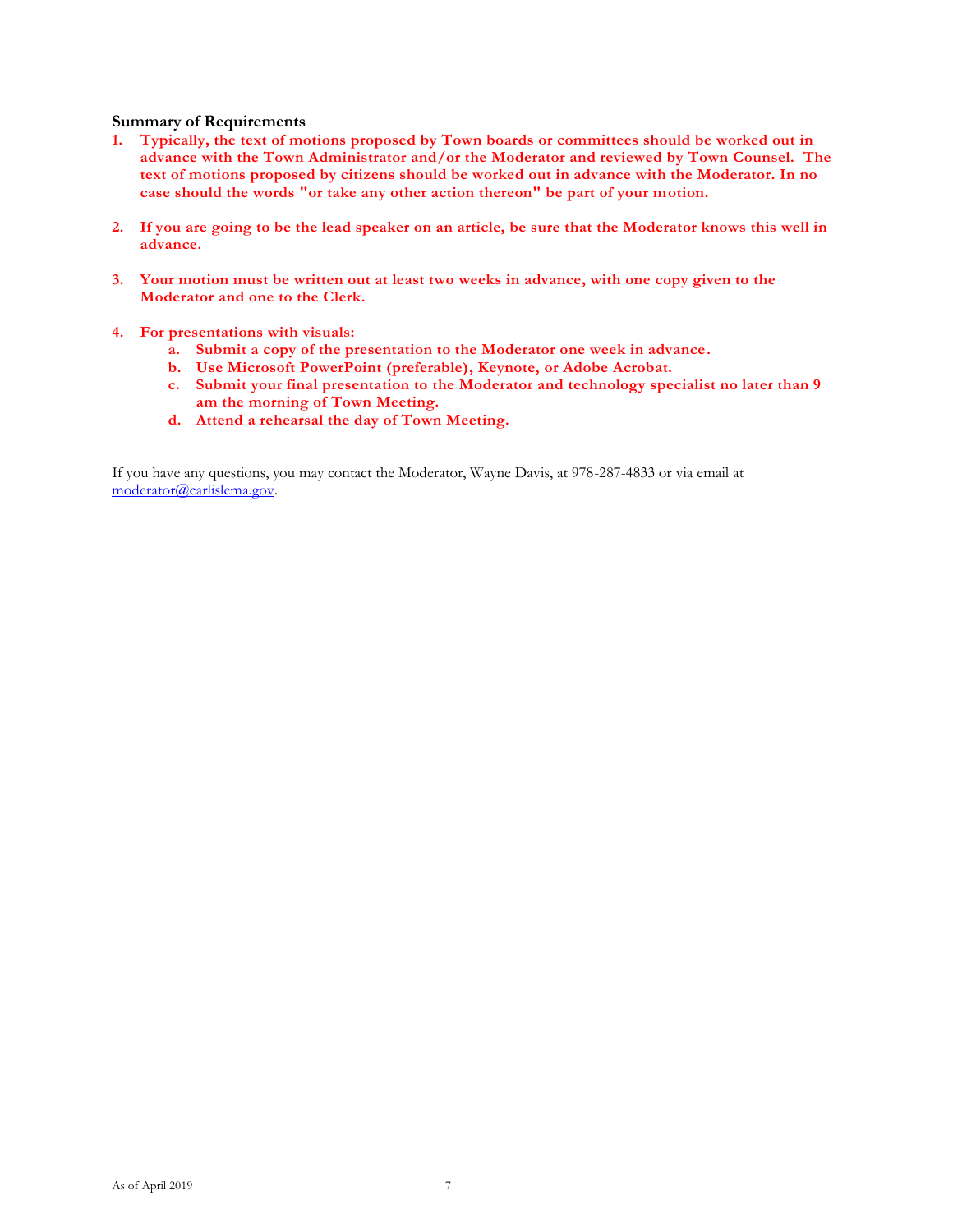**Summary of Requirements**

1. **Typically, the text of motions proposed by Town boards or committees should be worked out in advance with the Town Administrator and/or the Moderator and reviewed by Town Counsel. The text of motions proposed by citizens should be worked out in advance with the Moderator. In no case should the words "or take any other action thereon" be part of your motion.**

2. **If you are going to be the lead speaker on an article, be sure that the Moderator knows this well in advance.**

3. **Your motion must be written out at least two weeks in advance, with one copy given to the Moderator and one to the Clerk.**

4. **For presentations with visuals:**
   a. **Submit a copy of the presentation to the Moderator one week in advance.**
   b. **Use Microsoft PowerPoint (preferable), Keynote, or Adobe Acrobat.**
   c. **Submit your final presentation to the Moderator and technology specialist no later than 9 am the morning of Town Meeting.**
   d. **Attend a rehearsal the day of Town Meeting.**

If you have any questions, you may contact the Moderator, Wayne Davis, at 978-287-4833 or via email at moderator@carlislema.gov.

As of April 2019